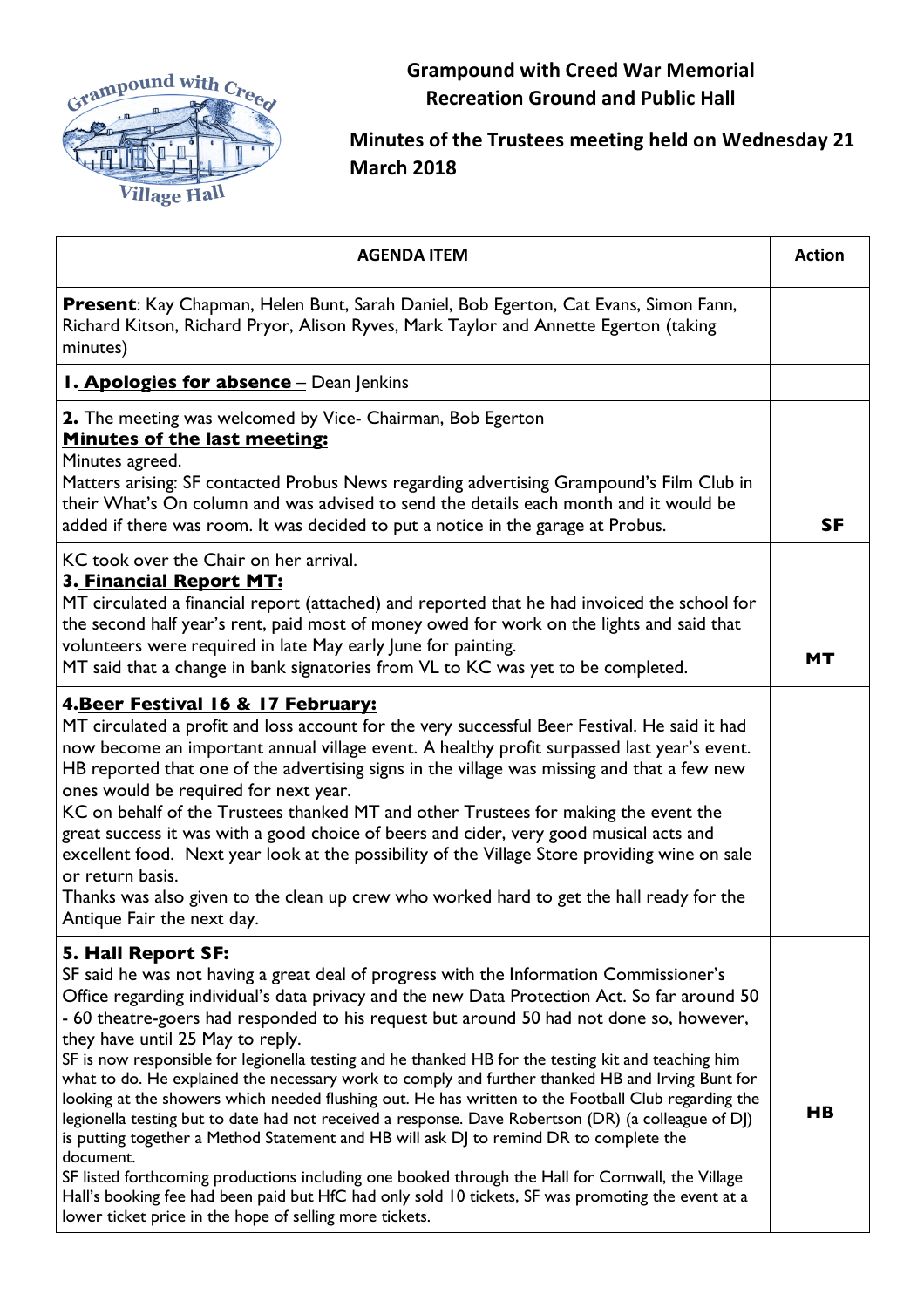# Grampound with Creed War Memorial Recreation Ground and Public Hall

## Minutes of the Trustees meeting held on Wednesday 21 March 2018

| AGENDA ITEM | Action |
| --- | --- |
| **Present**: Kay Chapman, Helen Bunt, Sarah Daniel, Bob Egerton, Cat Evans, Simon Fann, Richard Kitson, Richard Pryor, Alison Ryves, Mark Taylor and Annette Egerton (taking minutes) | |
| **1. Apologies for absence** – Dean Jenkins | |
| **2.** The meeting was welcomed by Vice- Chairman, Bob Egerton<br>**Minutes of the last meeting:**<br>Minutes agreed.<br>Matters arising: SF contacted Probus News regarding advertising Grampound's Film Club in their What's On column and was advised to send the details each month and it would be added if there was room. It was decided to put a notice in the garage at Probus. | **SF** |
| KC took over the Chair on her arrival.<br>**3. Financial Report MT:**<br>MT circulated a financial report (attached) and reported that he had invoiced the school for the second half year's rent, paid most of money owed for work on the lights and said that volunteers were required in late May early June for painting.<br>MT said that a change in bank signatories from VL to KC was yet to be completed. | **MT** |
| **4.Beer Festival 16 & 17 February:**<br>MT circulated a profit and loss account for the very successful Beer Festival. He said it had now become an important annual village event. A healthy profit surpassed last year's event. HB reported that one of the advertising signs in the village was missing and that a few new ones would be required for next year.<br>KC on behalf of the Trustees thanked MT and other Trustees for making the event the great success it was with a good choice of beers and cider, very good musical acts and excellent food. Next year look at the possibility of the Village Store providing wine on sale or return basis.<br>Thanks was also given to the clean up crew who worked hard to get the hall ready for the Antique Fair the next day. | |
| **5. Hall Report SF:**<br>SF said he was not having a great deal of progress with the Information Commissioner's Office regarding individual's data privacy and the new Data Protection Act. So far around 50 - 60 theatre-goers had responded to his request but around 50 had not done so, however, they have until 25 May to reply.<br>SF is now responsible for legionella testing and he thanked HB for the testing kit and teaching him what to do. He explained the necessary work to comply and further thanked HB and Irving Bunt for looking at the showers which needed flushing out. He has written to the Football Club regarding the legionella testing but to date had not received a response. Dave Robertson (DR) (a colleague of DJ) is putting together a Method Statement and HB will ask DJ to remind DR to complete the document.<br>SF listed forthcoming productions including one booked through the Hall for Cornwall, the Village Hall's booking fee had been paid but HfC had only sold 10 tickets, SF was promoting the event at a lower ticket price in the hope of selling more tickets. | **HB** |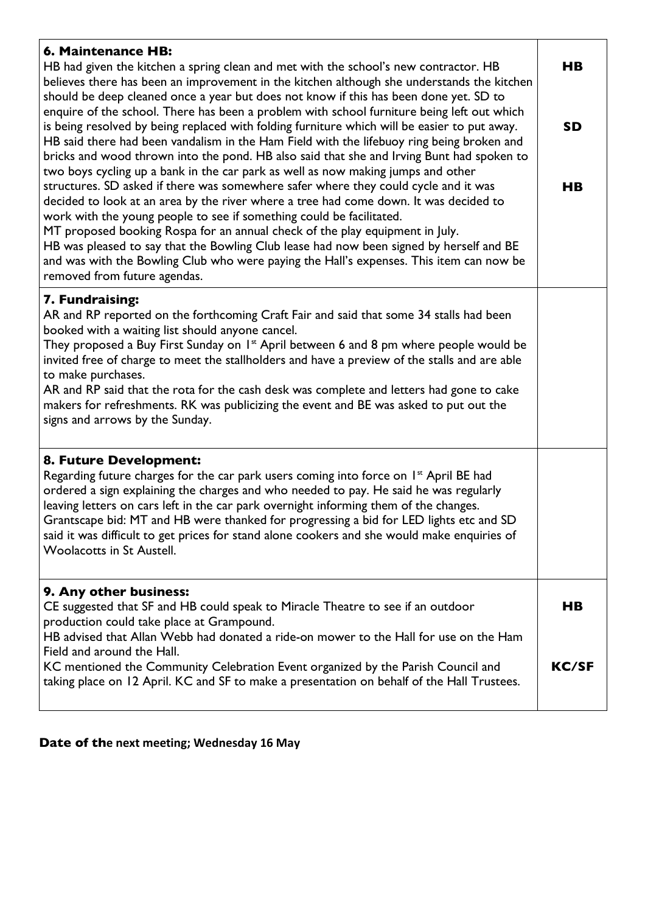| | |
|---|---|
| **6. Maintenance HB:**<br>HB had given the kitchen a spring clean and met with the school's new contractor. HB believes there has been an improvement in the kitchen although she understands the kitchen should be deep cleaned once a year but does not know if this has been done yet. SD to enquire of the school. There has been a problem with school furniture being left out which is being resolved by being replaced with folding furniture which will be easier to put away. HB said there had been vandalism in the Ham Field with the lifebuoy ring being broken and bricks and wood thrown into the pond. HB also said that she and Irving Bunt had spoken to two boys cycling up a bank in the car park as well as now making jumps and other structures. SD asked if there was somewhere safer where they could cycle and it was decided to look at an area by the river where a tree had come down. It was decided to work with the young people to see if something could be facilitated.<br>MT proposed booking Rospa for an annual check of the play equipment in July.<br>HB was pleased to say that the Bowling Club lease had now been signed by herself and BE and was with the Bowling Club who were paying the Hall's expenses. This item can now be removed from future agendas. | **HB**<br><br>**SD**<br><br>**HB** |
| **7. Fundraising:**<br>AR and RP reported on the forthcoming Craft Fair and said that some 34 stalls had been booked with a waiting list should anyone cancel.<br>They proposed a Buy First Sunday on 1st April between 6 and 8 pm where people would be invited free of charge to meet the stallholders and have a preview of the stalls and are able to make purchases.<br>AR and RP said that the rota for the cash desk was complete and letters had gone to cake makers for refreshments. RK was publicizing the event and BE was asked to put out the signs and arrows by the Sunday. | |
| **8. Future Development:**<br>Regarding future charges for the car park users coming into force on 1st April BE had ordered a sign explaining the charges and who needed to pay. He said he was regularly leaving letters on cars left in the car park overnight informing them of the changes.<br>Grantscape bid: MT and HB were thanked for progressing a bid for LED lights etc and SD said it was difficult to get prices for stand alone cookers and she would make enquiries of Woolacotts in St Austell. | |
| **9. Any other business:**<br>CE suggested that SF and HB could speak to Miracle Theatre to see if an outdoor production could take place at Grampound.<br>HB advised that Allan Webb had donated a ride-on mower to the Hall for use on the Ham Field and around the Hall.<br>KC mentioned the Community Celebration Event organized by the Parish Council and taking place on 12 April. KC and SF to make a presentation on behalf of the Hall Trustees. | **HB**<br><br>**KC/SF** |

**Date of the next meeting; Wednesday 16 May**